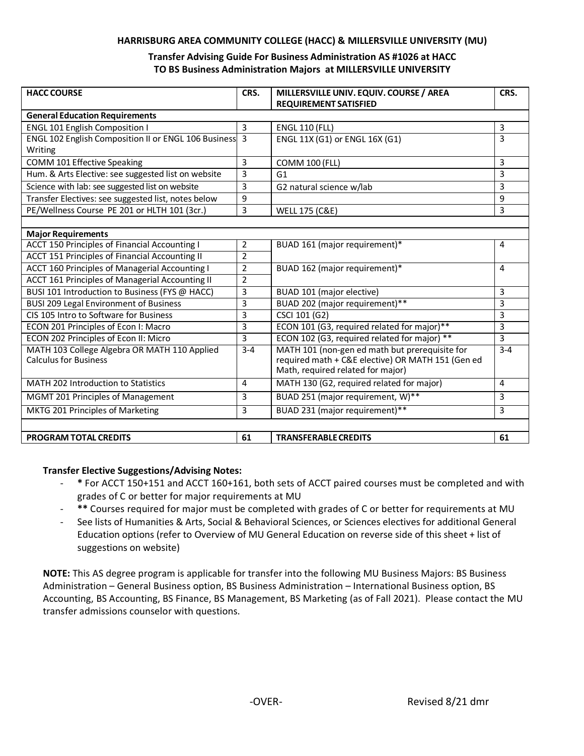**HARRISBURG AREA COMMUNITY COLLEGE (HACC) & MILLERSVILLE UNIVERSITY (MU)**

**Transfer Advising Guide For Business Administration AS #1026 at HACC TO BS Business Administration Majors at MILLERSVILLE UNIVERSITY**

| HACC COURSE | CRS. | MILLERSVILLE UNIV. EQUIV. COURSE / AREA REQUIREMENT SATISFIED | CRS. |
|---|---|---|---|
| **General Education Requirements** | | | |
| ENGL 101 English Composition I | 3 | ENGL 110 (FLL) | 3 |
| ENGL 102 English Composition II or ENGL 106 Business Writing | 3 | ENGL 11X (G1) or ENGL 16X (G1) | 3 |
| COMM 101 Effective Speaking | 3 | COMM 100 (FLL) | 3 |
| Hum. & Arts Elective: see suggested list on website | 3 | G1 | 3 |
| Science with lab: see suggested list on website | 3 | G2 natural science w/lab | 3 |
| Transfer Electives: see suggested list, notes below | 9 | | 9 |
| PE/Wellness Course PE 201 or HLTH 101 (3cr.) | 3 | WELL 175 (C&E) | 3 |
| | | | |
| **Major Requirements** | | | |
| ACCT 150 Principles of Financial Accounting I | 2 | BUAD 161 (major requirement)* | 4 |
| ACCT 151 Principles of Financial Accounting II | 2 | | |
| ACCT 160 Principles of Managerial Accounting I | 2 | BUAD 162 (major requirement)* | 4 |
| ACCT 161 Principles of Managerial Accounting II | 2 | | |
| BUSI 101 Introduction to Business (FYS @ HACC) | 3 | BUAD 101 (major elective) | 3 |
| BUSI 209 Legal Environment of Business | 3 | BUAD 202 (major requirement)** | 3 |
| CIS 105 Intro to Software for Business | 3 | CSCI 101 (G2) | 3 |
| ECON 201 Principles of Econ I: Macro | 3 | ECON 101 (G3, required related for major)** | 3 |
| ECON 202 Principles of Econ II: Micro | 3 | ECON 102 (G3, required related for major) ** | 3 |
| MATH 103 College Algebra OR MATH 110 Applied Calculus for Business | 3-4 | MATH 101 (non-gen ed math but prerequisite for required math + C&E elective) OR MATH 151 (Gen ed Math, required related for major) | 3-4 |
| MATH 202 Introduction to Statistics | 4 | MATH 130 (G2, required related for major) | 4 |
| MGMT 201 Principles of Management | 3 | BUAD 251 (major requirement, W)** | 3 |
| MKTG 201 Principles of Marketing | 3 | BUAD 231 (major requirement)** | 3 |
| | | | |
| **PROGRAM TOTAL CREDITS** | **61** | **TRANSFERABLE CREDITS** | **61** |

**Transfer Elective Suggestions/Advising Notes:**

- **\*** For ACCT 150+151 and ACCT 160+161, both sets of ACCT paired courses must be completed and with grades of C or better for major requirements at MU
- **\*\*** Courses required for major must be completed with grades of C or better for requirements at MU
- See lists of Humanities & Arts, Social & Behavioral Sciences, or Sciences electives for additional General Education options (refer to Overview of MU General Education on reverse side of this sheet + list of suggestions on website)

**NOTE:** This AS degree program is applicable for transfer into the following MU Business Majors: BS Business Administration – General Business option, BS Business Administration – International Business option, BS Accounting, BS Accounting, BS Finance, BS Management, BS Marketing (as of Fall 2021). Please contact the MU transfer admissions counselor with questions.

-OVER-

Revised 8/21 dmr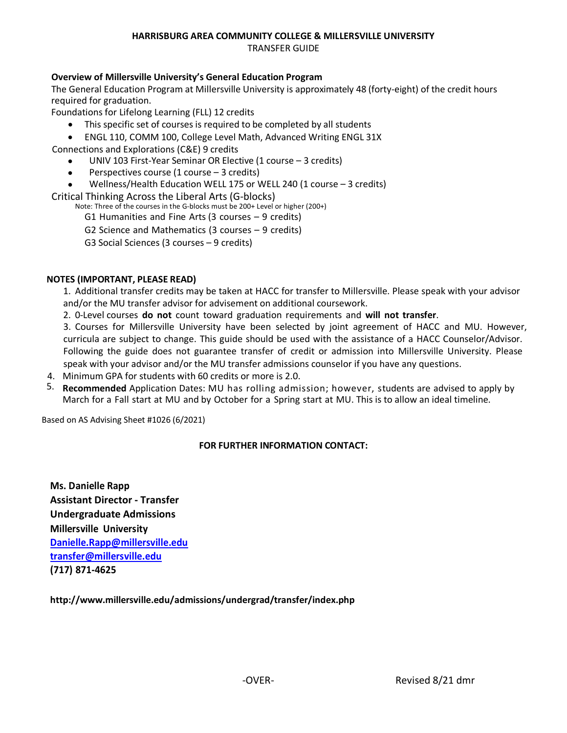**HARRISBURG AREA COMMUNITY COLLEGE & MILLERSVILLE UNIVERSITY**

TRANSFER GUIDE

**Overview of Millersville University's General Education Program**

The General Education Program at Millersville University is approximately 48 (forty-eight) of the credit hours required for graduation.

Foundations for Lifelong Learning (FLL) 12 credits

- This specific set of courses is required to be completed by all students
- ENGL 110, COMM 100, College Level Math, Advanced Writing ENGL 31X

Connections and Explorations (C&E) 9 credits

- UNIV 103 First-Year Seminar OR Elective (1 course – 3 credits)
- Perspectives course (1 course – 3 credits)
- Wellness/Health Education WELL 175 or WELL 240 (1 course – 3 credits)

Critical Thinking Across the Liberal Arts (G-blocks)

Note: Three of the courses in the G-blocks must be 200+ Level or higher (200+)

G1 Humanities and Fine Arts (3 courses – 9 credits)

G2 Science and Mathematics (3 courses – 9 credits)

G3 Social Sciences (3 courses – 9 credits)

**NOTES (IMPORTANT, PLEASE READ)**

1. Additional transfer credits may be taken at HACC for transfer to Millersville. Please speak with your advisor and/or the MU transfer advisor for advisement on additional coursework.
2. 0-Level courses **do not** count toward graduation requirements and **will not transfer**.
3. Courses for Millersville University have been selected by joint agreement of HACC and MU. However, curricula are subject to change. This guide should be used with the assistance of a HACC Counselor/Advisor. Following the guide does not guarantee transfer of credit or admission into Millersville University. Please speak with your advisor and/or the MU transfer admissions counselor if you have any questions.
4. Minimum GPA for students with 60 credits or more is 2.0.
5. **Recommended** Application Dates: MU has rolling admission; however, students are advised to apply by March for a Fall start at MU and by October for a Spring start at MU. This is to allow an ideal timeline.

Based on AS Advising Sheet #1026 (6/2021)

**FOR FURTHER INFORMATION CONTACT:**

**Ms. Danielle Rapp**
**Assistant Director - Transfer**
**Undergraduate Admissions**
**Millersville University**
**Danielle.Rapp@millersville.edu**
**transfer@millersville.edu**
**(717) 871-4625**

**http://www.millersville.edu/admissions/undergrad/transfer/index.php**

-OVER-

Revised 8/21 dmr